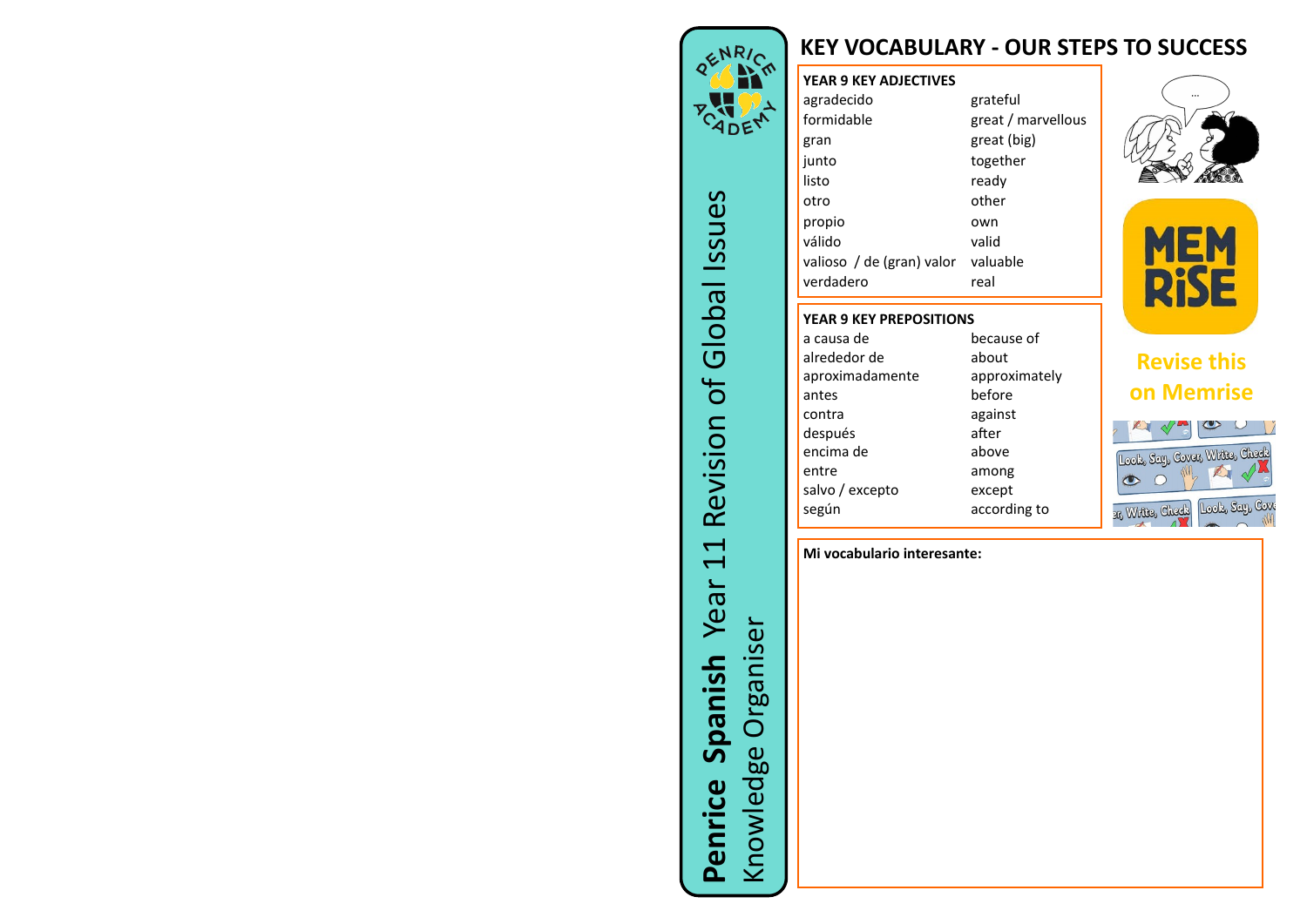**Penrice Spanish** Year 11 Revision of Global Issues

Knowledge Organiser

# KEY VOCABULARY - OUR STEPS TO SUCCESS

| YEAR 9 KEY ADJECTIVES | |
|---|---|
| agradecido | grateful |
| formidable | great / marvellous |
| gran | great (big) |
| junto | together |
| listo | ready |
| otro | other |
| propio | own |
| válido | valid |
| valioso / de (gran) valor | valuable |
| verdadero | real |

| YEAR 9 KEY PREPOSITIONS | |
|---|---|
| a causa de | because of |
| alrededor de | about |
| aproximadamente | approximately |
| antes | before |
| contra | against |
| después | after |
| encima de | above |
| entre | among |
| salvo / excepto | except |
| según | according to |

Revise this on Memrise

Look, Say, Cover, Write, Check

**Mi vocabulario interesante:**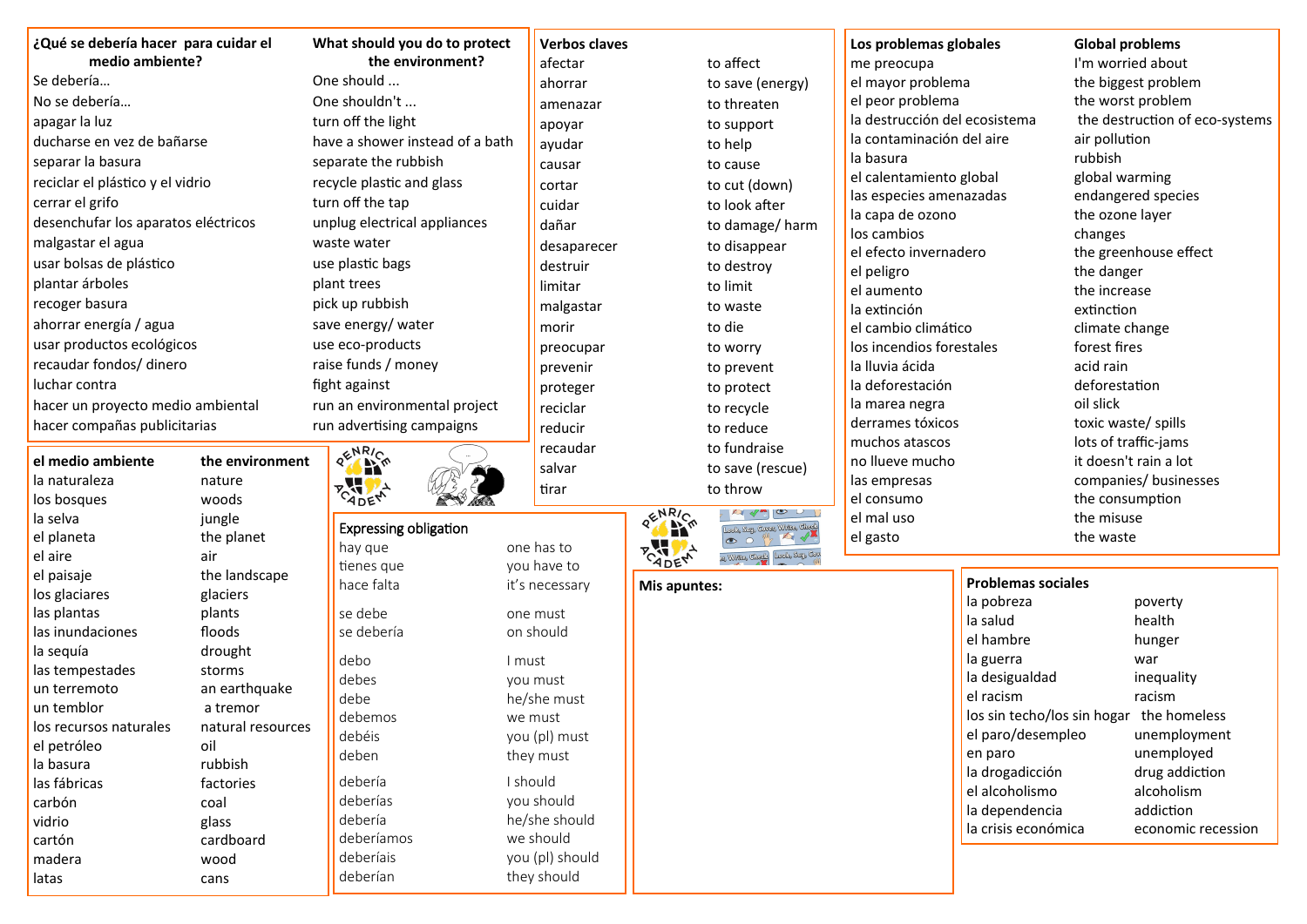## ¿Qué se debería hacer para cuidar el medio ambiente? / What should you do to protect the environment?

| ¿Qué se debería hacer para cuidar el medio ambiente? | What should you do to protect the environment? |
| --- | --- |
| Se debería… | One should ... |
| No se debería… | One shouldn't ... |
| apagar la luz | turn off the light |
| ducharse en vez de bañarse | have a shower instead of a bath |
| separar la basura | separate the rubbish |
| reciclar el plástico y el vidrio | recycle plastic and glass |
| cerrar el grifo | turn off the tap |
| desenchufar los aparatos eléctricos | unplug electrical appliances |
| malgastar el agua | waste water |
| usar bolsas de plástico | use plastic bags |
| plantar árboles | plant trees |
| recoger basura | pick up rubbish |
| ahorrar energía / agua | save energy/ water |
| usar productos ecológicos | use eco-products |
| recaudar fondos/ dinero | raise funds / money |
| luchar contra | fight against |
| hacer un proyecto medio ambiental | run an environmental project |
| hacer compañas publicitarias | run advertising campaigns |

## Verbos claves

| Verbos claves | |
| --- | --- |
| afectar | to affect |
| ahorrar | to save (energy) |
| amenazar | to threaten |
| apoyar | to support |
| ayudar | to help |
| causar | to cause |
| cortar | to cut (down) |
| cuidar | to look after |
| dañar | to damage/ harm |
| desaparecer | to disappear |
| destruir | to destroy |
| limitar | to limit |
| malgastar | to waste |
| morir | to die |
| preocupar | to worry |
| prevenir | to prevent |
| proteger | to protect |
| reciclar | to recycle |
| reducir | to reduce |
| recaudar | to fundraise |
| salvar | to save (rescue) |
| tirar | to throw |

## Los problemas globales / Global problems

| Los problemas globales | Global problems |
| --- | --- |
| me preocupa | I'm worried about |
| el mayor problema | the biggest problem |
| el peor problema | the worst problem |
| la destrucción del ecosistema | the destruction of eco-systems |
| la contaminación del aire | air pollution |
| la basura | rubbish |
| el calentamiento global | global warming |
| las especies amenazadas | endangered species |
| la capa de ozono | the ozone layer |
| los cambios | changes |
| el efecto invernadero | the greenhouse effect |
| el peligro | the danger |
| el aumento | the increase |
| la extinción | extinction |
| el cambio climático | climate change |
| los incendios forestales | forest fires |
| la lluvia ácida | acid rain |
| la deforestación | deforestation |
| la marea negra | oil slick |
| derrames tóxicos | toxic waste/ spills |
| muchos atascos | lots of traffic-jams |
| no llueve mucho | it doesn't rain a lot |
| las empresas | companies/ businesses |
| el consumo | the consumption |
| el mal uso | the misuse |
| el gasto | the waste |

## El medio ambiente / The environment

| el medio ambiente | the environment |
| --- | --- |
| la naturaleza | nature |
| los bosques | woods |
| la selva | jungle |
| el planeta | the planet |
| el aire | air |
| el paisaje | the landscape |
| los glaciares | glaciers |
| las plantas | plants |
| las inundaciones | floods |
| la sequía | drought |
| las tempestades | storms |
| un terremoto | an earthquake |
| un temblor | a tremor |
| los recursos naturales | natural resources |
| el petróleo | oil |
| la basura | rubbish |
| las fábricas | factories |
| carbón | coal |
| vidrio | glass |
| cartón | cardboard |
| madera | wood |
| latas | cans |

## Expressing obligation

| Expressing obligation | |
| --- | --- |
| hay que | one has to |
| tienes que | you have to |
| hace falta | it's necessary |
| se debe | one must |
| se debería | on should |
| debo | I must |
| debes | you must |
| debe | he/she must |
| debemos | we must |
| debéis | you (pl) must |
| deben | they must |
| debería | I should |
| deberías | you should |
| debería | he/she should |
| deberíamos | we should |
| deberíais | you (pl) should |
| deberían | they should |

## Mis apuntes:

## Problemas sociales

| Problemas sociales | |
| --- | --- |
| la pobreza | poverty |
| la salud | health |
| el hambre | hunger |
| la guerra | war |
| la desigualdad | inequality |
| el racism | racism |
| los sin techo/los sin hogar | the homeless |
| el paro/desempleo | unemployment |
| en paro | unemployed |
| la drogadicción | drug addiction |
| el alcoholismo | alcoholism |
| la dependencia | addiction |
| la crisis económica | economic recession |